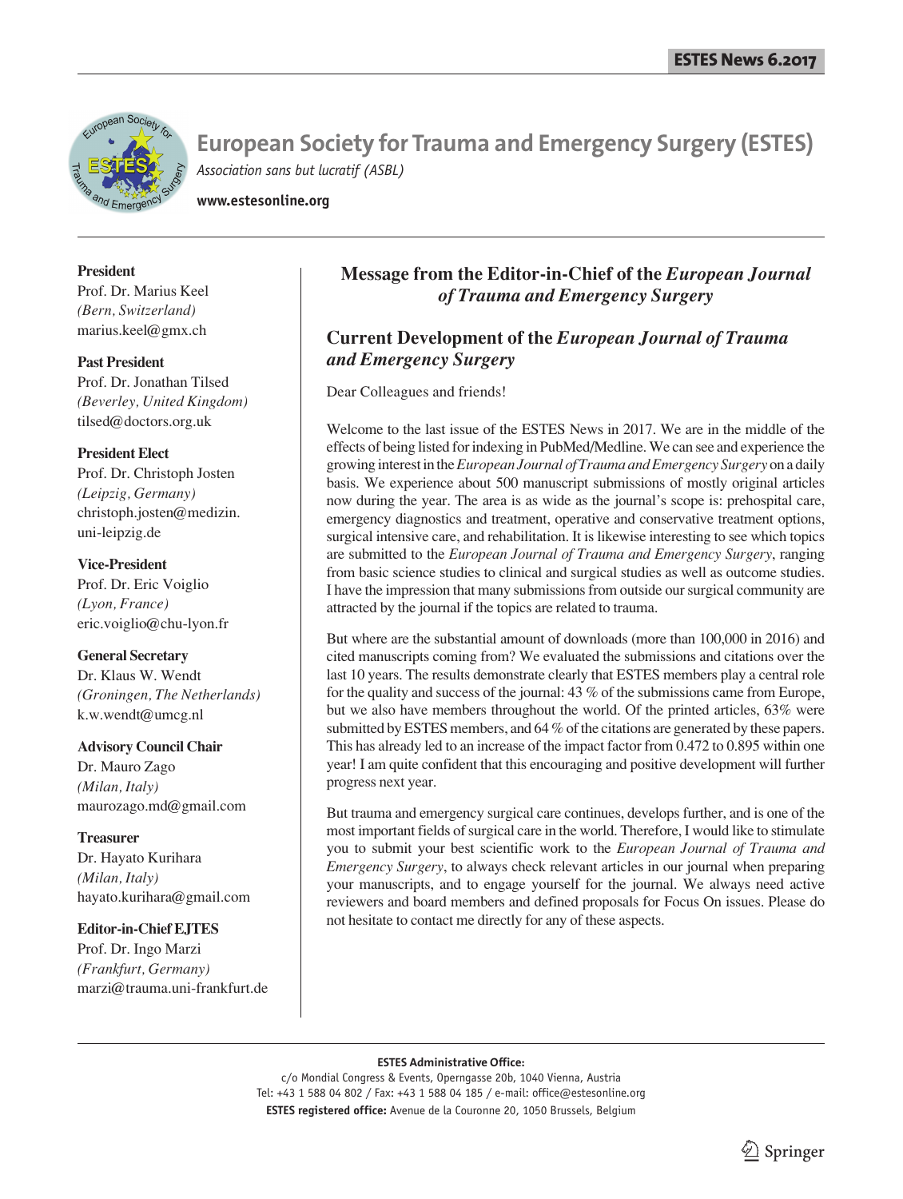# European Society for Trauma and Emergency Surgery (ESTES)

*Association sans but lucratif (ASBL)*

**www.estesonline.org**

**President**
Prof. Dr. Marius Keel
*(Bern, Switzerland)*
marius.keel@gmx.ch

**Past President**
Prof. Dr. Jonathan Tilsed
*(Beverley, United Kingdom)*
tilsed@doctors.org.uk

**President Elect**
Prof. Dr. Christoph Josten
*(Leipzig, Germany)*
christoph.josten@medizin.uni-leipzig.de

**Vice-President**
Prof. Dr. Eric Voiglio
*(Lyon, France)*
eric.voiglio@chu-lyon.fr

**General Secretary**
Dr. Klaus W. Wendt
*(Groningen, The Netherlands)*
k.w.wendt@umcg.nl

**Advisory Council Chair**
Dr. Mauro Zago
*(Milan, Italy)*
maurozago.md@gmail.com

**Treasurer**
Dr. Hayato Kurihara
*(Milan, Italy)*
hayato.kurihara@gmail.com

**Editor-in-Chief EJTES**
Prof. Dr. Ingo Marzi
*(Frankfurt, Germany)*
marzi@trauma.uni-frankfurt.de

## Message from the Editor-in-Chief of the *European Journal of Trauma and Emergency Surgery*

### Current Development of the *European Journal of Trauma and Emergency Surgery*

Dear Colleagues and friends!

Welcome to the last issue of the ESTES News in 2017. We are in the middle of the effects of being listed for indexing in PubMed/Medline. We can see and experience the growing interest in the *European Journal of Trauma and Emergency Surgery* on a daily basis. We experience about 500 manuscript submissions of mostly original articles now during the year. The area is as wide as the journal's scope is: prehospital care, emergency diagnostics and treatment, operative and conservative treatment options, surgical intensive care, and rehabilitation. It is likewise interesting to see which topics are submitted to the *European Journal of Trauma and Emergency Surgery*, ranging from basic science studies to clinical and surgical studies as well as outcome studies. I have the impression that many submissions from outside our surgical community are attracted by the journal if the topics are related to trauma.

But where are the substantial amount of downloads (more than 100,000 in 2016) and cited manuscripts coming from? We evaluated the submissions and citations over the last 10 years. The results demonstrate clearly that ESTES members play a central role for the quality and success of the journal: 43 % of the submissions came from Europe, but we also have members throughout the world. Of the printed articles, 63% were submitted by ESTES members, and 64 % of the citations are generated by these papers. This has already led to an increase of the impact factor from 0.472 to 0.895 within one year! I am quite confident that this encouraging and positive development will further progress next year.

But trauma and emergency surgical care continues, develops further, and is one of the most important fields of surgical care in the world. Therefore, I would like to stimulate you to submit your best scientific work to the *European Journal of Trauma and Emergency Surgery*, to always check relevant articles in our journal when preparing your manuscripts, and to engage yourself for the journal. We always need active reviewers and board members and defined proposals for Focus On issues. Please do not hesitate to contact me directly for any of these aspects.

**ESTES Administrative Office:**
c/o Mondial Congress & Events, Operngasse 20b, 1040 Vienna, Austria
Tel: +43 1 588 04 802 / Fax: +43 1 588 04 185 / e-mail: office@estesonline.org
**ESTES registered office:** Avenue de la Couronne 20, 1050 Brussels, Belgium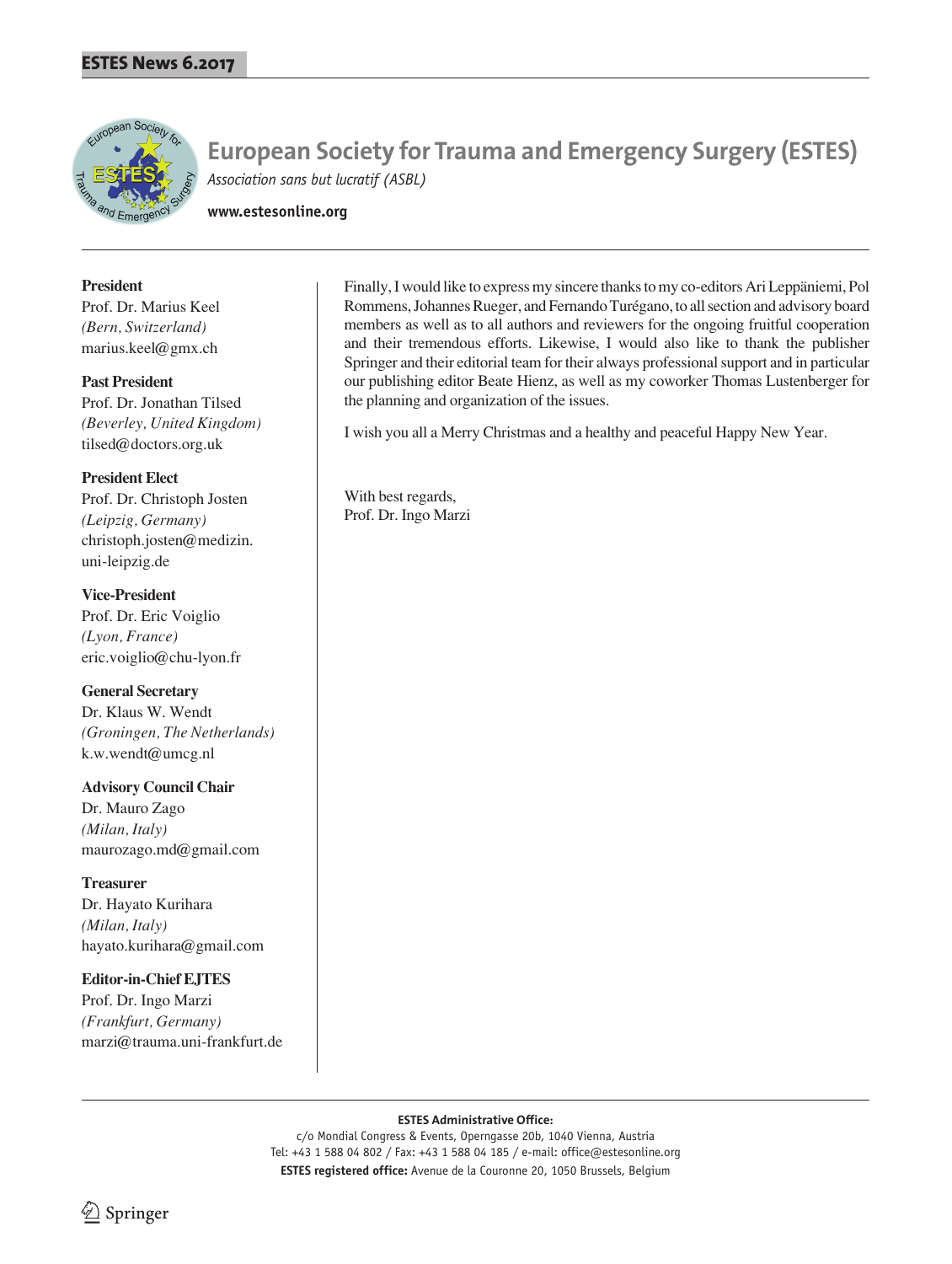# European Society for Trauma and Emergency Surgery (ESTES)

*Association sans but lucratif (ASBL)*

**www.estesonline.org**

**President**
Prof. Dr. Marius Keel
*(Bern, Switzerland)*
marius.keel@gmx.ch

**Past President**
Prof. Dr. Jonathan Tilsed
*(Beverley, United Kingdom)*
tilsed@doctors.org.uk

**President Elect**
Prof. Dr. Christoph Josten
*(Leipzig, Germany)*
christoph.josten@medizin.uni-leipzig.de

**Vice-President**
Prof. Dr. Eric Voiglio
*(Lyon, France)*
eric.voiglio@chu-lyon.fr

**General Secretary**
Dr. Klaus W. Wendt
*(Groningen, The Netherlands)*
k.w.wendt@umcg.nl

**Advisory Council Chair**
Dr. Mauro Zago
*(Milan, Italy)*
maurozago.md@gmail.com

**Treasurer**
Dr. Hayato Kurihara
*(Milan, Italy)*
hayato.kurihara@gmail.com

**Editor-in-Chief EJTES**
Prof. Dr. Ingo Marzi
*(Frankfurt, Germany)*
marzi@trauma.uni-frankfurt.de

Finally, I would like to express my sincere thanks to my co-editors Ari Leppäniemi, Pol Rommens, Johannes Rueger, and Fernando Turégano, to all section and advisory board members as well as to all authors and reviewers for the ongoing fruitful cooperation and their tremendous efforts. Likewise, I would also like to thank the publisher Springer and their editorial team for their always professional support and in particular our publishing editor Beate Hienz, as well as my coworker Thomas Lustenberger for the planning and organization of the issues.

I wish you all a Merry Christmas and a healthy and peaceful Happy New Year.

With best regards,
Prof. Dr. Ingo Marzi

**ESTES Administrative Office:**
c/o Mondial Congress & Events, Operngasse 20b, 1040 Vienna, Austria
Tel: +43 1 588 04 802 / Fax: +43 1 588 04 185 / e-mail: office@estesonline.org
**ESTES registered office:** Avenue de la Couronne 20, 1050 Brussels, Belgium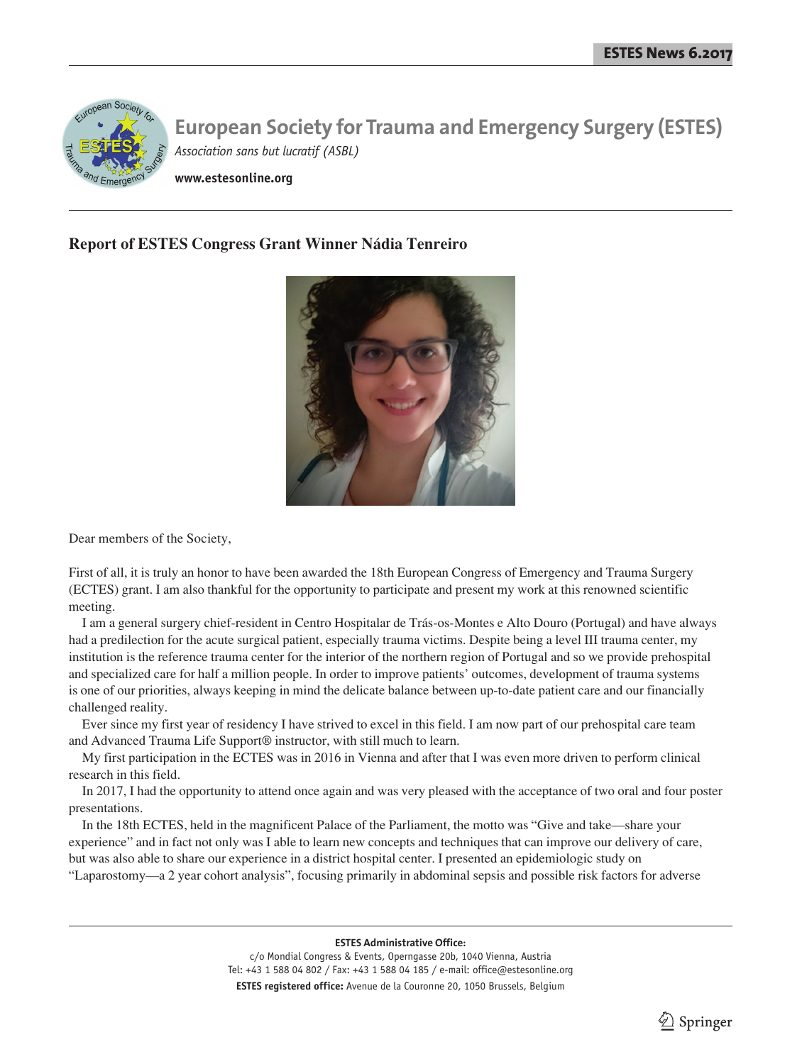## European Society for Trauma and Emergency Surgery (ESTES)

*Association sans but lucratif (ASBL)*

**www.estesonline.org**

### Report of ESTES Congress Grant Winner Nádia Tenreiro

Dear members of the Society,

First of all, it is truly an honor to have been awarded the 18th European Congress of Emergency and Trauma Surgery (ECTES) grant. I am also thankful for the opportunity to participate and present my work at this renowned scientific meeting.

I am a general surgery chief-resident in Centro Hospitalar de Trás-os-Montes e Alto Douro (Portugal) and have always had a predilection for the acute surgical patient, especially trauma victims. Despite being a level III trauma center, my institution is the reference trauma center for the interior of the northern region of Portugal and so we provide prehospital and specialized care for half a million people. In order to improve patients' outcomes, development of trauma systems is one of our priorities, always keeping in mind the delicate balance between up-to-date patient care and our financially challenged reality.

Ever since my first year of residency I have strived to excel in this field. I am now part of our prehospital care team and Advanced Trauma Life Support® instructor, with still much to learn.

My first participation in the ECTES was in 2016 in Vienna and after that I was even more driven to perform clinical research in this field.

In 2017, I had the opportunity to attend once again and was very pleased with the acceptance of two oral and four poster presentations.

In the 18th ECTES, held in the magnificent Palace of the Parliament, the motto was "Give and take—share your experience" and in fact not only was I able to learn new concepts and techniques that can improve our delivery of care, but was also able to share our experience in a district hospital center. I presented an epidemiologic study on "Laparostomy—a 2 year cohort analysis", focusing primarily in abdominal sepsis and possible risk factors for adverse

**ESTES Administrative Office:**
c/o Mondial Congress & Events, Operngasse 20b, 1040 Vienna, Austria
Tel: +43 1 588 04 802 / Fax: +43 1 588 04 185 / e-mail: office@estesonline.org
**ESTES registered office:** Avenue de la Couronne 20, 1050 Brussels, Belgium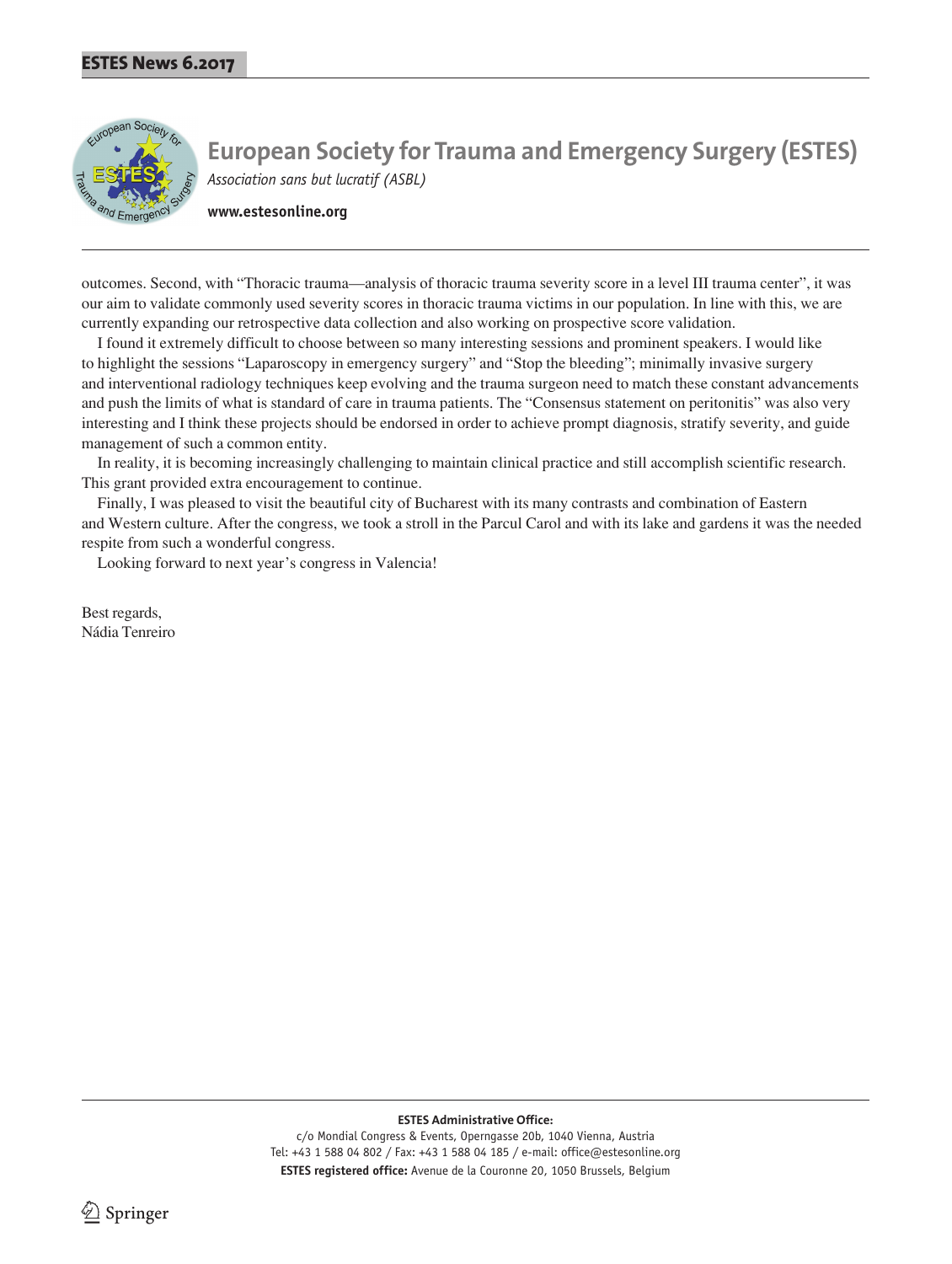outcomes. Second, with "Thoracic trauma—analysis of thoracic trauma severity score in a level III trauma center", it was our aim to validate commonly used severity scores in thoracic trauma victims in our population. In line with this, we are currently expanding our retrospective data collection and also working on prospective score validation.

I found it extremely difficult to choose between so many interesting sessions and prominent speakers. I would like to highlight the sessions "Laparoscopy in emergency surgery" and "Stop the bleeding"; minimally invasive surgery and interventional radiology techniques keep evolving and the trauma surgeon need to match these constant advancements and push the limits of what is standard of care in trauma patients. The "Consensus statement on peritonitis" was also very interesting and I think these projects should be endorsed in order to achieve prompt diagnosis, stratify severity, and guide management of such a common entity.

In reality, it is becoming increasingly challenging to maintain clinical practice and still accomplish scientific research. This grant provided extra encouragement to continue.

Finally, I was pleased to visit the beautiful city of Bucharest with its many contrasts and combination of Eastern and Western culture. After the congress, we took a stroll in the Parcul Carol and with its lake and gardens it was the needed respite from such a wonderful congress.

Looking forward to next year's congress in Valencia!

Best regards,
Nádia Tenreiro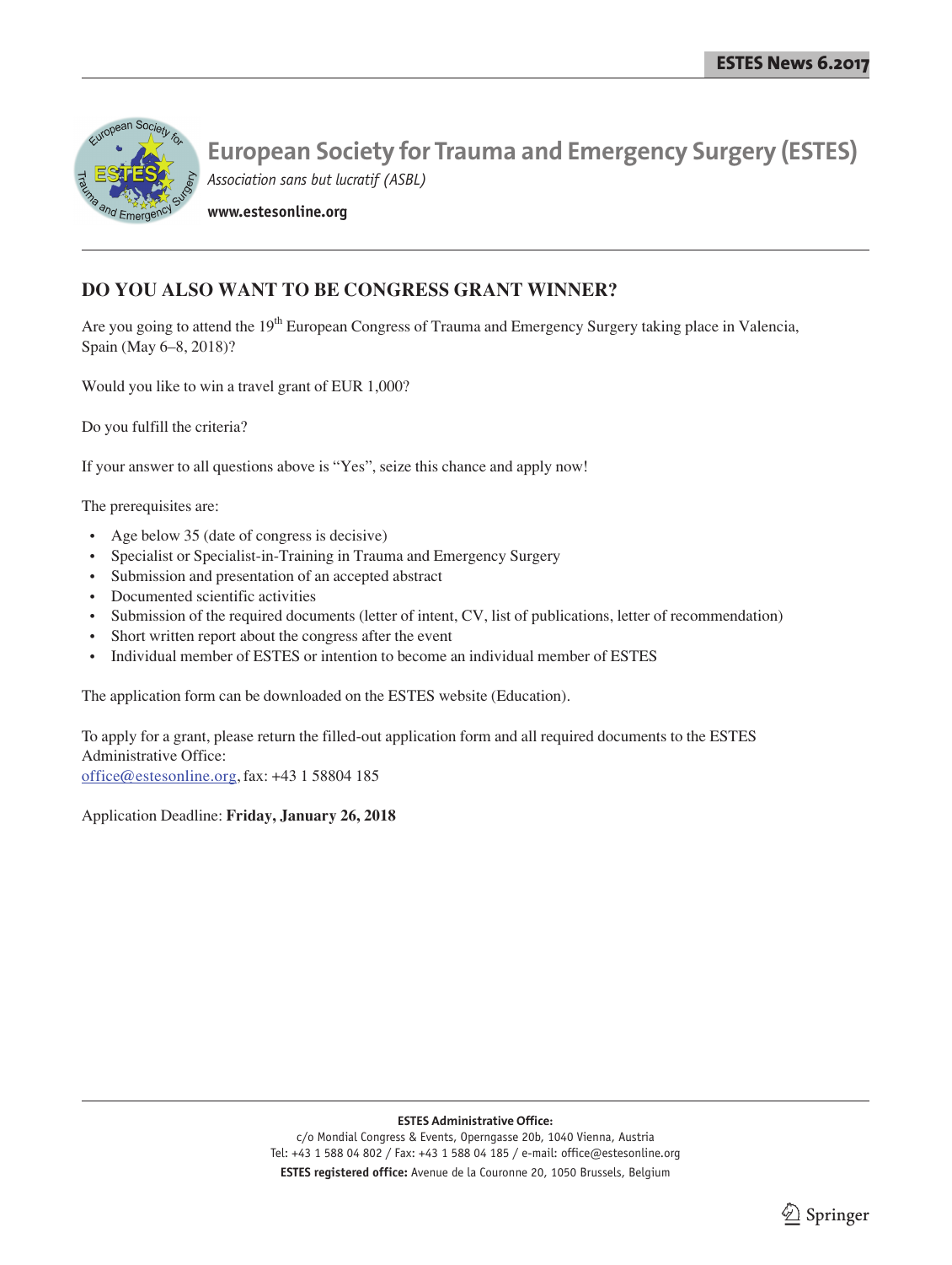# European Society for Trauma and Emergency Surgery (ESTES)

*Association sans but lucratif (ASBL)*

**www.estesonline.org**

## DO YOU ALSO WANT TO BE CONGRESS GRANT WINNER?

Are you going to attend the 19th European Congress of Trauma and Emergency Surgery taking place in Valencia, Spain (May 6–8, 2018)?

Would you like to win a travel grant of EUR 1,000?

Do you fulfill the criteria?

If your answer to all questions above is "Yes", seize this chance and apply now!

The prerequisites are:

- Age below 35 (date of congress is decisive)
- Specialist or Specialist-in-Training in Trauma and Emergency Surgery
- Submission and presentation of an accepted abstract
- Documented scientific activities
- Submission of the required documents (letter of intent, CV, list of publications, letter of recommendation)
- Short written report about the congress after the event
- Individual member of ESTES or intention to become an individual member of ESTES

The application form can be downloaded on the ESTES website (Education).

To apply for a grant, please return the filled-out application form and all required documents to the ESTES Administrative Office:
office@estesonline.org, fax: +43 1 58804 185

Application Deadline: **Friday, January 26, 2018**

**ESTES Administrative Office:**
c/o Mondial Congress & Events, Operngasse 20b, 1040 Vienna, Austria
Tel: +43 1 588 04 802 / Fax: +43 1 588 04 185 / e-mail: office@estesonline.org
**ESTES registered office:** Avenue de la Couronne 20, 1050 Brussels, Belgium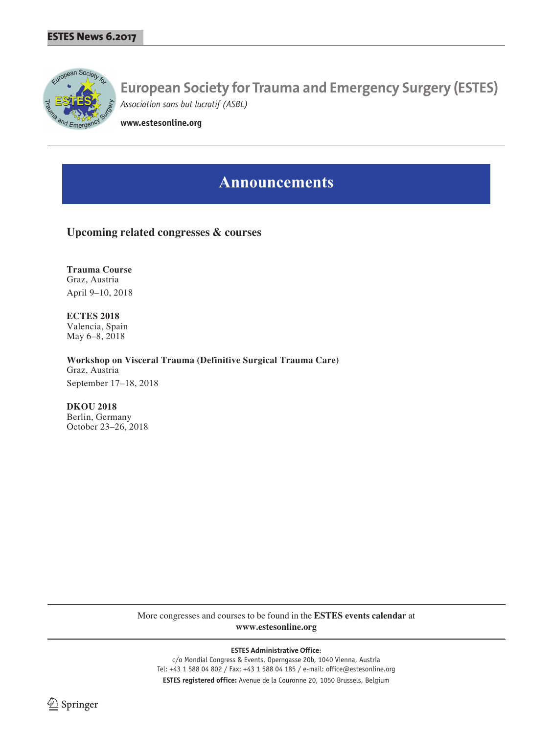# European Society for Trauma and Emergency Surgery (ESTES)

*Association sans but lucratif (ASBL)*

**www.estesonline.org**

## Announcements

### Upcoming related congresses & courses

**Trauma Course**
Graz, Austria
April 9–10, 2018

**ECTES 2018**
Valencia, Spain
May 6–8, 2018

**Workshop on Visceral Trauma (Definitive Surgical Trauma Care)**
Graz, Austria
September 17–18, 2018

**DKOU 2018**
Berlin, Germany
October 23–26, 2018

More congresses and courses to be found in the **ESTES events calendar** at **www.estesonline.org**

**ESTES Administrative Office:**
c/o Mondial Congress & Events, Operngasse 20b, 1040 Vienna, Austria
Tel: +43 1 588 04 802 / Fax: +43 1 588 04 185 / e-mail: office@estesonline.org
**ESTES registered office:** Avenue de la Couronne 20, 1050 Brussels, Belgium